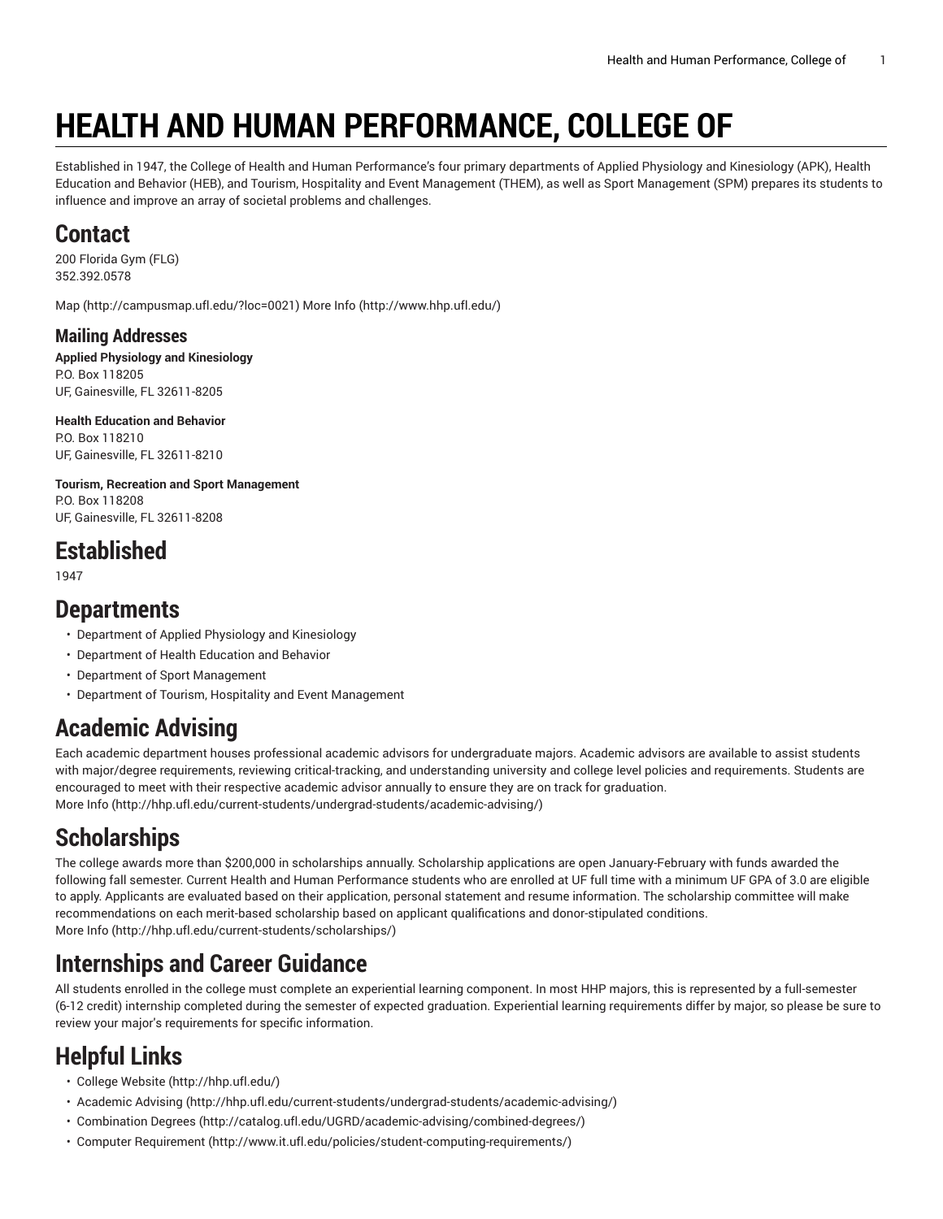# HEALTH AND HUMAN PERFORMANCE, COLLEGE OF

Established in 1947, the College of Health and Human Performance's four primary departments of Applied Physiology and Kinesiology (APK), Health Education and Behavior (HEB), and Tourism, Hospitality and Event Management (THEM), as well as Sport Management (SPM) prepares its students to influence and improve an array of societal problems and challenges.

## Contact

200 Florida Gym (FLG)
352.392.0578

Map (http://campusmap.ufl.edu/?loc=0021) More Info (http://www.hhp.ufl.edu/)

### Mailing Addresses

**Applied Physiology and Kinesiology**
P.O. Box 118205
UF, Gainesville, FL 32611-8205

**Health Education and Behavior**
P.O. Box 118210
UF, Gainesville, FL 32611-8210

**Tourism, Recreation and Sport Management**
P.O. Box 118208
UF, Gainesville, FL 32611-8208

## Established

1947

## Departments

- Department of Applied Physiology and Kinesiology
- Department of Health Education and Behavior
- Department of Sport Management
- Department of Tourism, Hospitality and Event Management

## Academic Advising

Each academic department houses professional academic advisors for undergraduate majors. Academic advisors are available to assist students with major/degree requirements, reviewing critical-tracking, and understanding university and college level policies and requirements. Students are encouraged to meet with their respective academic advisor annually to ensure they are on track for graduation.
More Info (http://hhp.ufl.edu/current-students/undergrad-students/academic-advising/)

## Scholarships

The college awards more than $200,000 in scholarships annually. Scholarship applications are open January-February with funds awarded the following fall semester. Current Health and Human Performance students who are enrolled at UF full time with a minimum UF GPA of 3.0 are eligible to apply. Applicants are evaluated based on their application, personal statement and resume information. The scholarship committee will make recommendations on each merit-based scholarship based on applicant qualifications and donor-stipulated conditions.
More Info (http://hhp.ufl.edu/current-students/scholarships/)

## Internships and Career Guidance

All students enrolled in the college must complete an experiential learning component. In most HHP majors, this is represented by a full-semester (6-12 credit) internship completed during the semester of expected graduation. Experiential learning requirements differ by major, so please be sure to review your major's requirements for specific information.

## Helpful Links

- College Website (http://hhp.ufl.edu/)
- Academic Advising (http://hhp.ufl.edu/current-students/undergrad-students/academic-advising/)
- Combination Degrees (http://catalog.ufl.edu/UGRD/academic-advising/combined-degrees/)
- Computer Requirement (http://www.it.ufl.edu/policies/student-computing-requirements/)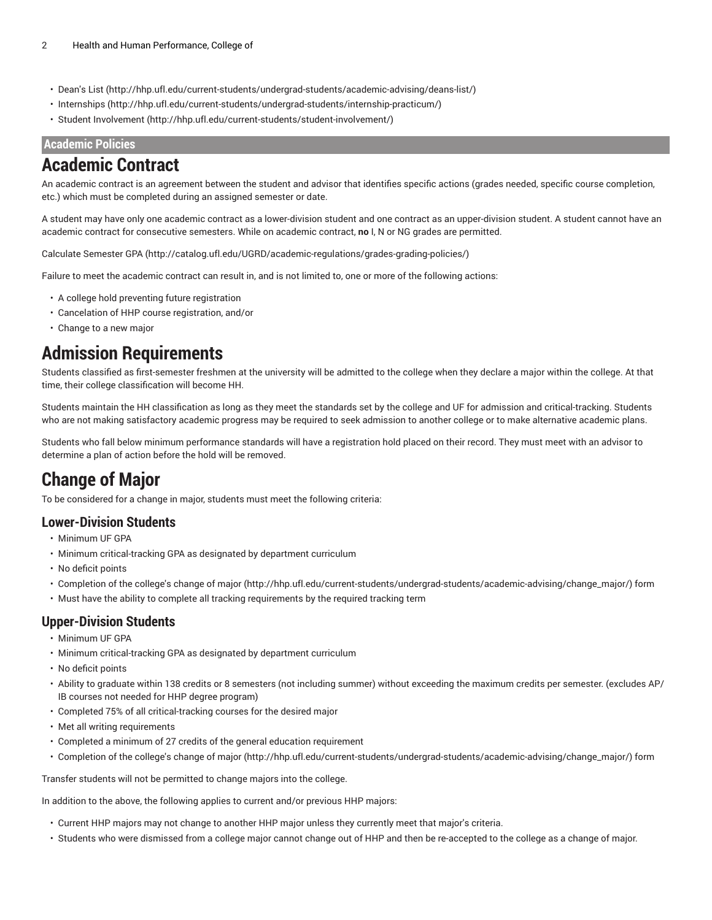- Dean's List (http://hhp.ufl.edu/current-students/undergrad-students/academic-advising/deans-list/)
- Internships (http://hhp.ufl.edu/current-students/undergrad-students/internship-practicum/)
- Student Involvement (http://hhp.ufl.edu/current-students/student-involvement/)

**Academic Policies**

# Academic Contract

An academic contract is an agreement between the student and advisor that identifies specific actions (grades needed, specific course completion, etc.) which must be completed during an assigned semester or date.

A student may have only one academic contract as a lower-division student and one contract as an upper-division student. A student cannot have an academic contract for consecutive semesters. While on academic contract, **no** I, N or NG grades are permitted.

Calculate Semester GPA (http://catalog.ufl.edu/UGRD/academic-regulations/grades-grading-policies/)

Failure to meet the academic contract can result in, and is not limited to, one or more of the following actions:

- A college hold preventing future registration
- Cancelation of HHP course registration, and/or
- Change to a new major

# Admission Requirements

Students classified as first-semester freshmen at the university will be admitted to the college when they declare a major within the college. At that time, their college classification will become HH.

Students maintain the HH classification as long as they meet the standards set by the college and UF for admission and critical-tracking. Students who are not making satisfactory academic progress may be required to seek admission to another college or to make alternative academic plans.

Students who fall below minimum performance standards will have a registration hold placed on their record. They must meet with an advisor to determine a plan of action before the hold will be removed.

# Change of Major

To be considered for a change in major, students must meet the following criteria:

## Lower-Division Students

- Minimum UF GPA
- Minimum critical-tracking GPA as designated by department curriculum
- No deficit points
- Completion of the college's change of major (http://hhp.ufl.edu/current-students/undergrad-students/academic-advising/change_major/) form
- Must have the ability to complete all tracking requirements by the required tracking term

## Upper-Division Students

- Minimum UF GPA
- Minimum critical-tracking GPA as designated by department curriculum
- No deficit points
- Ability to graduate within 138 credits or 8 semesters (not including summer) without exceeding the maximum credits per semester. (excludes AP/IB courses not needed for HHP degree program)
- Completed 75% of all critical-tracking courses for the desired major
- Met all writing requirements
- Completed a minimum of 27 credits of the general education requirement
- Completion of the college's change of major (http://hhp.ufl.edu/current-students/undergrad-students/academic-advising/change_major/) form

Transfer students will not be permitted to change majors into the college.

In addition to the above, the following applies to current and/or previous HHP majors:

- Current HHP majors may not change to another HHP major unless they currently meet that major's criteria.
- Students who were dismissed from a college major cannot change out of HHP and then be re-accepted to the college as a change of major.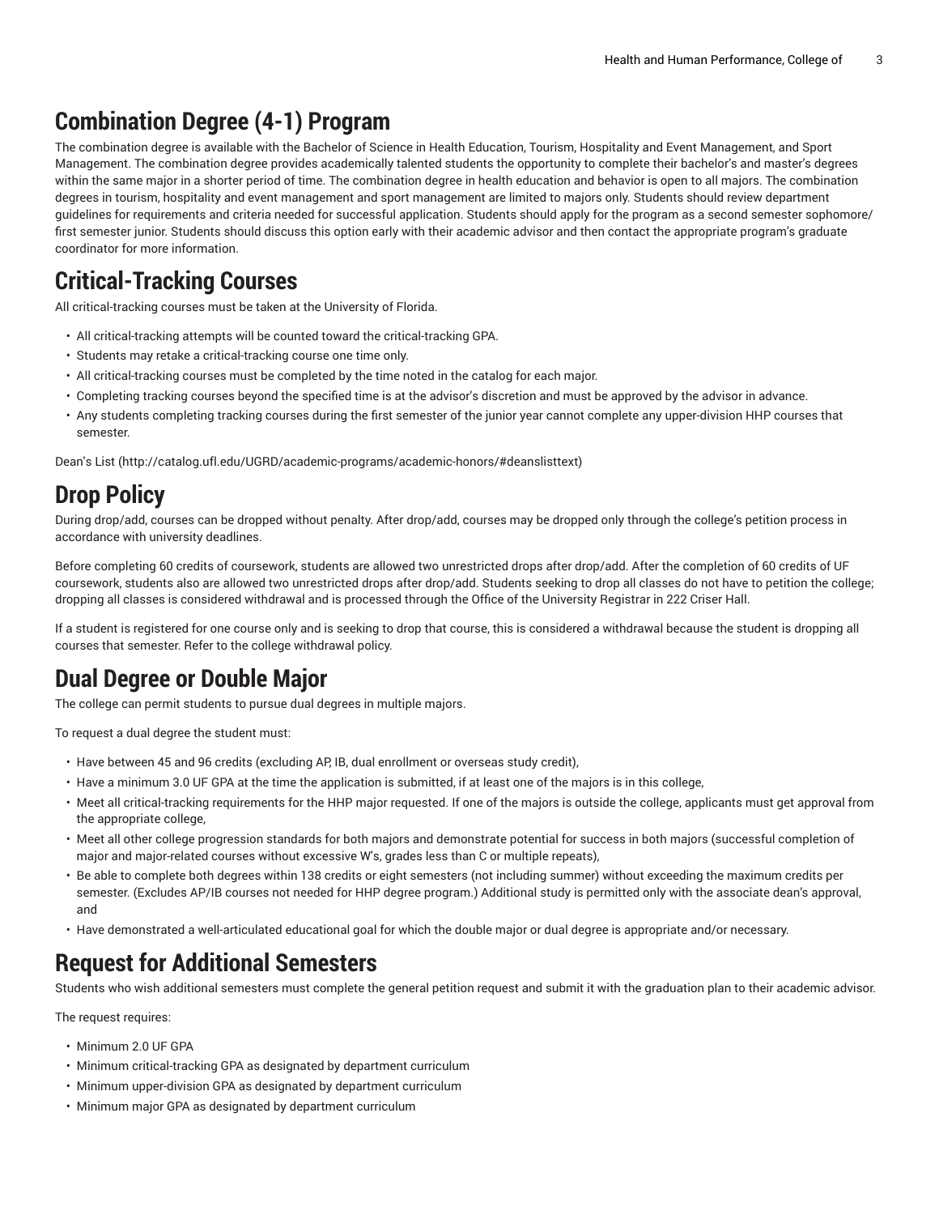## Combination Degree (4-1) Program

The combination degree is available with the Bachelor of Science in Health Education, Tourism, Hospitality and Event Management, and Sport Management. The combination degree provides academically talented students the opportunity to complete their bachelor's and master's degrees within the same major in a shorter period of time. The combination degree in health education and behavior is open to all majors. The combination degrees in tourism, hospitality and event management and sport management are limited to majors only. Students should review department guidelines for requirements and criteria needed for successful application. Students should apply for the program as a second semester sophomore/first semester junior. Students should discuss this option early with their academic advisor and then contact the appropriate program's graduate coordinator for more information.

## Critical-Tracking Courses

All critical-tracking courses must be taken at the University of Florida.

- All critical-tracking attempts will be counted toward the critical-tracking GPA.
- Students may retake a critical-tracking course one time only.
- All critical-tracking courses must be completed by the time noted in the catalog for each major.
- Completing tracking courses beyond the specified time is at the advisor's discretion and must be approved by the advisor in advance.
- Any students completing tracking courses during the first semester of the junior year cannot complete any upper-division HHP courses that semester.

Dean's List (http://catalog.ufl.edu/UGRD/academic-programs/academic-honors/#deanslisttext)

## Drop Policy

During drop/add, courses can be dropped without penalty. After drop/add, courses may be dropped only through the college's petition process in accordance with university deadlines.

Before completing 60 credits of coursework, students are allowed two unrestricted drops after drop/add. After the completion of 60 credits of UF coursework, students also are allowed two unrestricted drops after drop/add. Students seeking to drop all classes do not have to petition the college; dropping all classes is considered withdrawal and is processed through the Office of the University Registrar in 222 Criser Hall.

If a student is registered for one course only and is seeking to drop that course, this is considered a withdrawal because the student is dropping all courses that semester. Refer to the college withdrawal policy.

## Dual Degree or Double Major

The college can permit students to pursue dual degrees in multiple majors.

To request a dual degree the student must:

- Have between 45 and 96 credits (excluding AP, IB, dual enrollment or overseas study credit),
- Have a minimum 3.0 UF GPA at the time the application is submitted, if at least one of the majors is in this college,
- Meet all critical-tracking requirements for the HHP major requested. If one of the majors is outside the college, applicants must get approval from the appropriate college,
- Meet all other college progression standards for both majors and demonstrate potential for success in both majors (successful completion of major and major-related courses without excessive W's, grades less than C or multiple repeats),
- Be able to complete both degrees within 138 credits or eight semesters (not including summer) without exceeding the maximum credits per semester. (Excludes AP/IB courses not needed for HHP degree program.) Additional study is permitted only with the associate dean's approval, and
- Have demonstrated a well-articulated educational goal for which the double major or dual degree is appropriate and/or necessary.

## Request for Additional Semesters

Students who wish additional semesters must complete the general petition request and submit it with the graduation plan to their academic advisor.

The request requires:

- Minimum 2.0 UF GPA
- Minimum critical-tracking GPA as designated by department curriculum
- Minimum upper-division GPA as designated by department curriculum
- Minimum major GPA as designated by department curriculum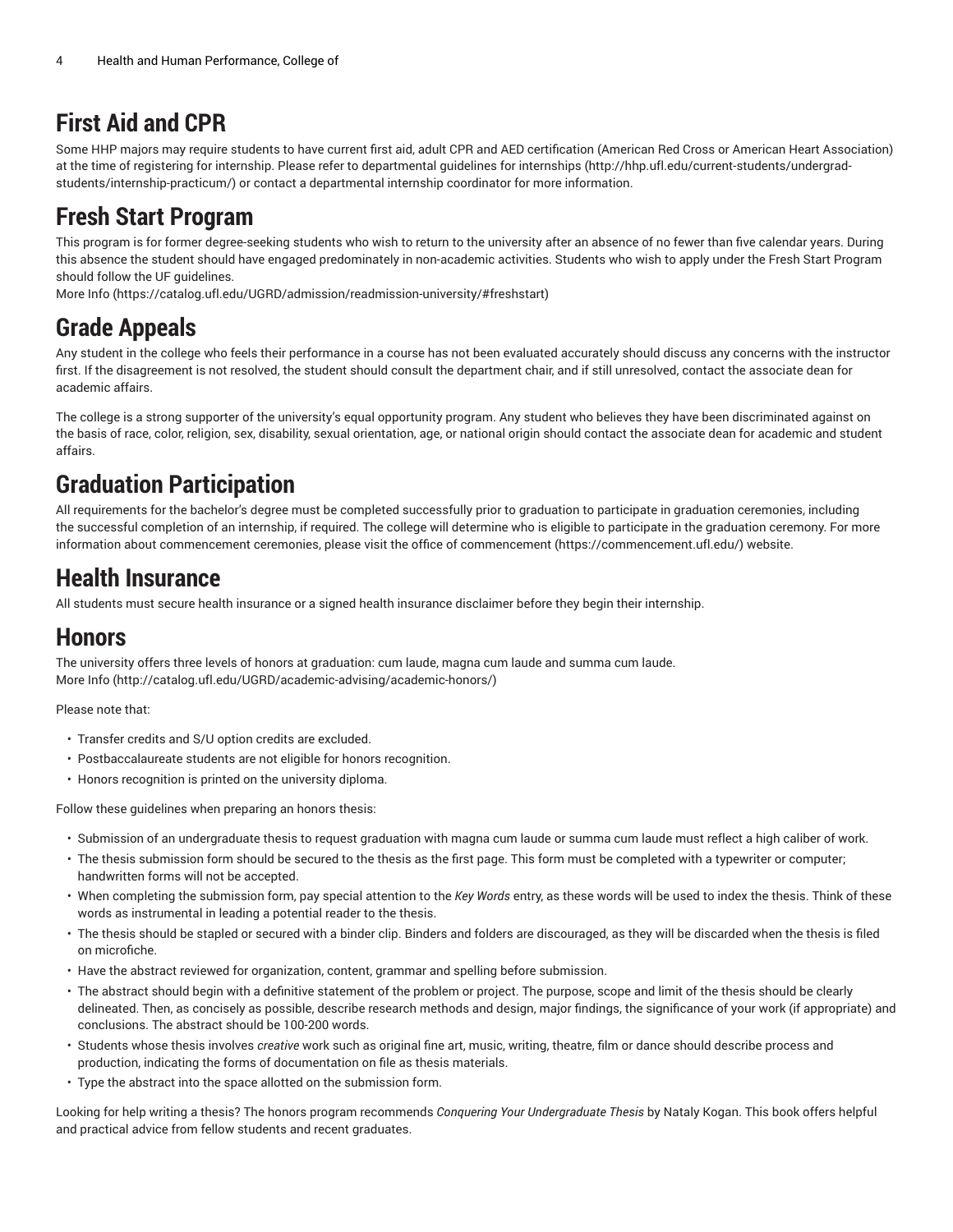# First Aid and CPR

Some HHP majors may require students to have current first aid, adult CPR and AED certification (American Red Cross or American Heart Association) at the time of registering for internship. Please refer to departmental guidelines for internships (http://hhp.ufl.edu/current-students/undergrad-students/internship-practicum/) or contact a departmental internship coordinator for more information.

# Fresh Start Program

This program is for former degree-seeking students who wish to return to the university after an absence of no fewer than five calendar years. During this absence the student should have engaged predominately in non-academic activities. Students who wish to apply under the Fresh Start Program should follow the UF guidelines.
More Info (https://catalog.ufl.edu/UGRD/admission/readmission-university/#freshstart)

# Grade Appeals

Any student in the college who feels their performance in a course has not been evaluated accurately should discuss any concerns with the instructor first. If the disagreement is not resolved, the student should consult the department chair, and if still unresolved, contact the associate dean for academic affairs.

The college is a strong supporter of the university's equal opportunity program. Any student who believes they have been discriminated against on the basis of race, color, religion, sex, disability, sexual orientation, age, or national origin should contact the associate dean for academic and student affairs.

# Graduation Participation

All requirements for the bachelor's degree must be completed successfully prior to graduation to participate in graduation ceremonies, including the successful completion of an internship, if required. The college will determine who is eligible to participate in the graduation ceremony. For more information about commencement ceremonies, please visit the office of commencement (https://commencement.ufl.edu/) website.

# Health Insurance

All students must secure health insurance or a signed health insurance disclaimer before they begin their internship.

# Honors

The university offers three levels of honors at graduation: cum laude, magna cum laude and summa cum laude.
More Info (http://catalog.ufl.edu/UGRD/academic-advising/academic-honors/)

Please note that:

- Transfer credits and S/U option credits are excluded.
- Postbaccalaureate students are not eligible for honors recognition.
- Honors recognition is printed on the university diploma.

Follow these guidelines when preparing an honors thesis:

- Submission of an undergraduate thesis to request graduation with magna cum laude or summa cum laude must reflect a high caliber of work.
- The thesis submission form should be secured to the thesis as the first page. This form must be completed with a typewriter or computer; handwritten forms will not be accepted.
- When completing the submission form, pay special attention to the *Key Words* entry, as these words will be used to index the thesis. Think of these words as instrumental in leading a potential reader to the thesis.
- The thesis should be stapled or secured with a binder clip. Binders and folders are discouraged, as they will be discarded when the thesis is filed on microfiche.
- Have the abstract reviewed for organization, content, grammar and spelling before submission.
- The abstract should begin with a definitive statement of the problem or project. The purpose, scope and limit of the thesis should be clearly delineated. Then, as concisely as possible, describe research methods and design, major findings, the significance of your work (if appropriate) and conclusions. The abstract should be 100-200 words.
- Students whose thesis involves *creative* work such as original fine art, music, writing, theatre, film or dance should describe process and production, indicating the forms of documentation on file as thesis materials.
- Type the abstract into the space allotted on the submission form.

Looking for help writing a thesis? The honors program recommends *Conquering Your Undergraduate Thesis* by Nataly Kogan. This book offers helpful and practical advice from fellow students and recent graduates.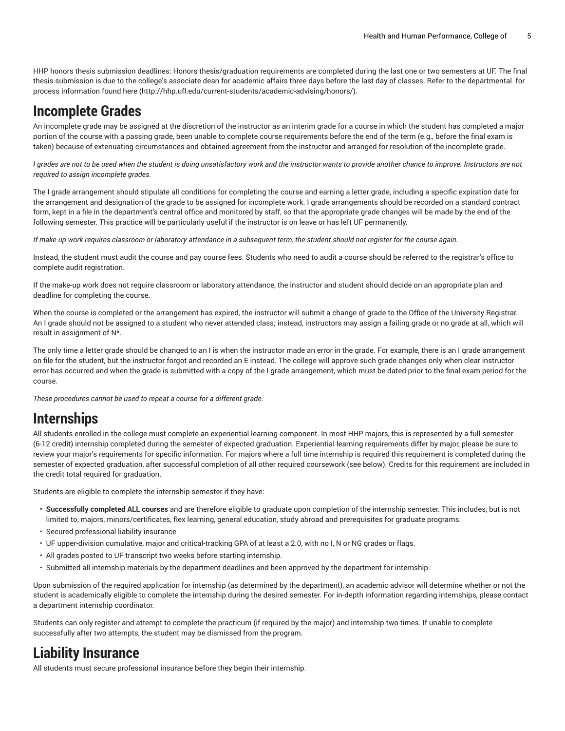HHP honors thesis submission deadlines: Honors thesis/graduation requirements are completed during the last one or two semesters at UF. The final thesis submission is due to the college's associate dean for academic affairs three days before the last day of classes. Refer to the departmental  for process information found here (http://hhp.ufl.edu/current-students/academic-advising/honors/).

## Incomplete Grades

An incomplete grade may be assigned at the discretion of the instructor as an interim grade for a course in which the student has completed a major portion of the course with a passing grade, been unable to complete course requirements before the end of the term (e.g., before the final exam is taken) because of extenuating circumstances and obtained agreement from the instructor and arranged for resolution of the incomplete grade.

*I grades are not to be used when the student is doing unsatisfactory work and the instructor wants to provide another chance to improve. Instructors are not required to assign incomplete grades.*

The I grade arrangement should stipulate all conditions for completing the course and earning a letter grade, including a specific expiration date for the arrangement and designation of the grade to be assigned for incomplete work. I grade arrangements should be recorded on a standard contract form, kept in a file in the department's central office and monitored by staff, so that the appropriate grade changes will be made by the end of the following semester. This practice will be particularly useful if the instructor is on leave or has left UF permanently.

*If make-up work requires classroom or laboratory attendance in a subsequent term, the student should not register for the course again.*

Instead, the student must audit the course and pay course fees. Students who need to audit a course should be referred to the registrar's office to complete audit registration.

If the make-up work does not require classroom or laboratory attendance, the instructor and student should decide on an appropriate plan and deadline for completing the course.

When the course is completed or the arrangement has expired, the instructor will submit a change of grade to the Office of the University Registrar. An I grade should not be assigned to a student who never attended class; instead, instructors may assign a failing grade or no grade at all, which will result in assignment of N*.

The only time a letter grade should be changed to an I is when the instructor made an error in the grade. For example, there is an I grade arrangement on file for the student, but the instructor forgot and recorded an E instead. The college will approve such grade changes only when clear instructor error has occurred and when the grade is submitted with a copy of the I grade arrangement, which must be dated prior to the final exam period for the course.

*These procedures cannot be used to repeat a course for a different grade.*

## Internships

All students enrolled in the college must complete an experiential learning component. In most HHP majors, this is represented by a full-semester (6-12 credit) internship completed during the semester of expected graduation. Experiential learning requirements differ by major, please be sure to review your major's requirements for specific information. For majors where a full time internship is required this requirement is completed during the semester of expected graduation, after successful completion of all other required coursework (see below). Credits for this requirement are included in the credit total required for graduation.

Students are eligible to complete the internship semester if they have:

- **Successfully completed ALL courses** and are therefore eligible to graduate upon completion of the internship semester. This includes, but is not limited to, majors, minors/certificates, flex learning, general education, study abroad and prerequisites for graduate programs.
- Secured professional liability insurance
- UF upper-division cumulative, major and critical-tracking GPA of at least a 2.0, with no I, N or NG grades or flags.
- All grades posted to UF transcript two weeks before starting internship.
- Submitted all internship materials by the department deadlines and been approved by the department for internship.

Upon submission of the required application for internship (as determined by the department), an academic advisor will determine whether or not the student is academically eligible to complete the internship during the desired semester. For in-depth information regarding internships, please contact a department internship coordinator.

Students can only register and attempt to complete the practicum (if required by the major) and internship two times. If unable to complete successfully after two attempts, the student may be dismissed from the program.

## Liability Insurance

All students must secure professional insurance before they begin their internship.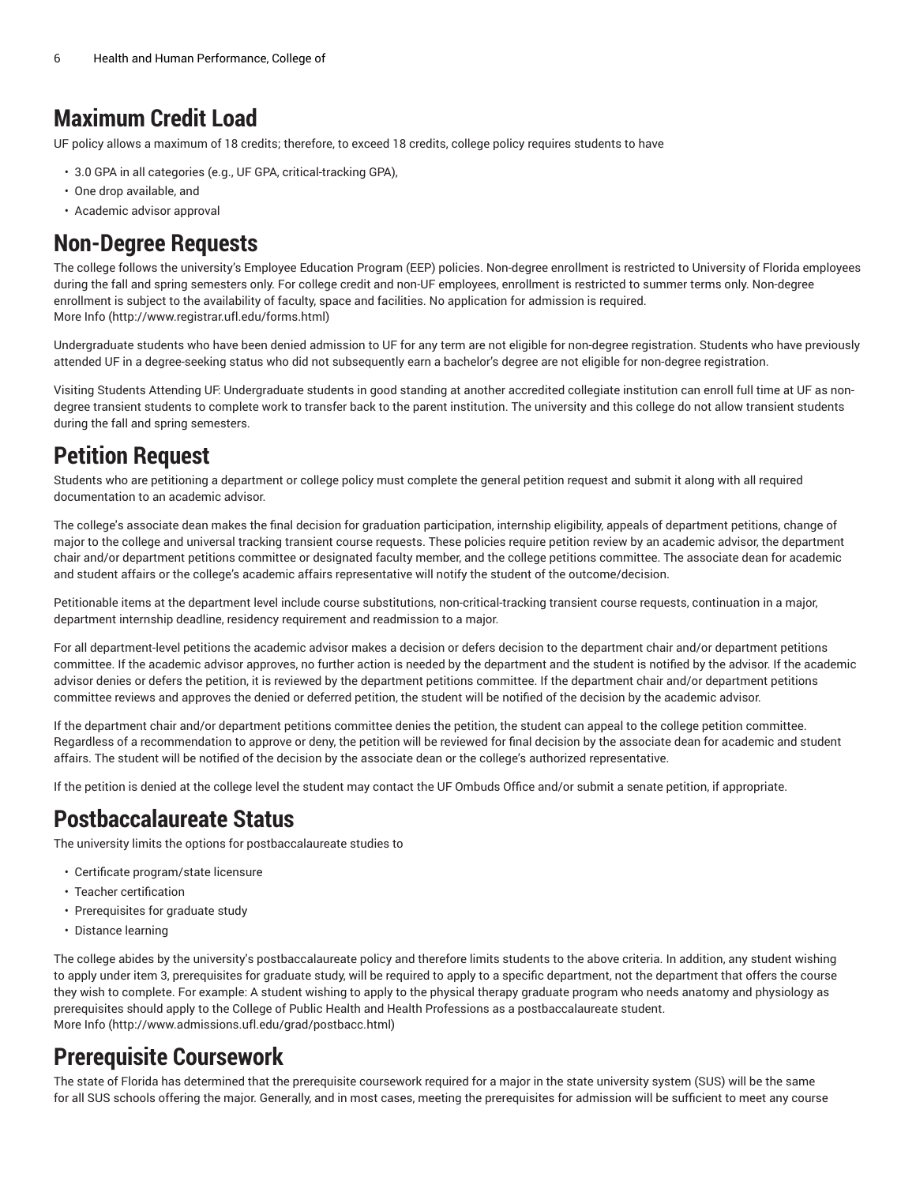## Maximum Credit Load

UF policy allows a maximum of 18 credits; therefore, to exceed 18 credits, college policy requires students to have

- 3.0 GPA in all categories (e.g., UF GPA, critical-tracking GPA),
- One drop available, and
- Academic advisor approval

## Non-Degree Requests

The college follows the university's Employee Education Program (EEP) policies. Non-degree enrollment is restricted to University of Florida employees during the fall and spring semesters only. For college credit and non-UF employees, enrollment is restricted to summer terms only. Non-degree enrollment is subject to the availability of faculty, space and facilities. No application for admission is required.
More Info (http://www.registrar.ufl.edu/forms.html)

Undergraduate students who have been denied admission to UF for any term are not eligible for non-degree registration. Students who have previously attended UF in a degree-seeking status who did not subsequently earn a bachelor's degree are not eligible for non-degree registration.

Visiting Students Attending UF: Undergraduate students in good standing at another accredited collegiate institution can enroll full time at UF as non-degree transient students to complete work to transfer back to the parent institution. The university and this college do not allow transient students during the fall and spring semesters.

## Petition Request

Students who are petitioning a department or college policy must complete the general petition request and submit it along with all required documentation to an academic advisor.

The college's associate dean makes the final decision for graduation participation, internship eligibility, appeals of department petitions, change of major to the college and universal tracking transient course requests. These policies require petition review by an academic advisor, the department chair and/or department petitions committee or designated faculty member, and the college petitions committee. The associate dean for academic and student affairs or the college's academic affairs representative will notify the student of the outcome/decision.

Petitionable items at the department level include course substitutions, non-critical-tracking transient course requests, continuation in a major, department internship deadline, residency requirement and readmission to a major.

For all department-level petitions the academic advisor makes a decision or defers decision to the department chair and/or department petitions committee. If the academic advisor approves, no further action is needed by the department and the student is notified by the advisor. If the academic advisor denies or defers the petition, it is reviewed by the department petitions committee. If the department chair and/or department petitions committee reviews and approves the denied or deferred petition, the student will be notified of the decision by the academic advisor.

If the department chair and/or department petitions committee denies the petition, the student can appeal to the college petition committee. Regardless of a recommendation to approve or deny, the petition will be reviewed for final decision by the associate dean for academic and student affairs. The student will be notified of the decision by the associate dean or the college's authorized representative.

If the petition is denied at the college level the student may contact the UF Ombuds Office and/or submit a senate petition, if appropriate.

## Postbaccalaureate Status

The university limits the options for postbaccalaureate studies to

- Certificate program/state licensure
- Teacher certification
- Prerequisites for graduate study
- Distance learning

The college abides by the university's postbaccalaureate policy and therefore limits students to the above criteria. In addition, any student wishing to apply under item 3, prerequisites for graduate study, will be required to apply to a specific department, not the department that offers the course they wish to complete. For example: A student wishing to apply to the physical therapy graduate program who needs anatomy and physiology as prerequisites should apply to the College of Public Health and Health Professions as a postbaccalaureate student.
More Info (http://www.admissions.ufl.edu/grad/postbacc.html)

## Prerequisite Coursework

The state of Florida has determined that the prerequisite coursework required for a major in the state university system (SUS) will be the same for all SUS schools offering the major. Generally, and in most cases, meeting the prerequisites for admission will be sufficient to meet any course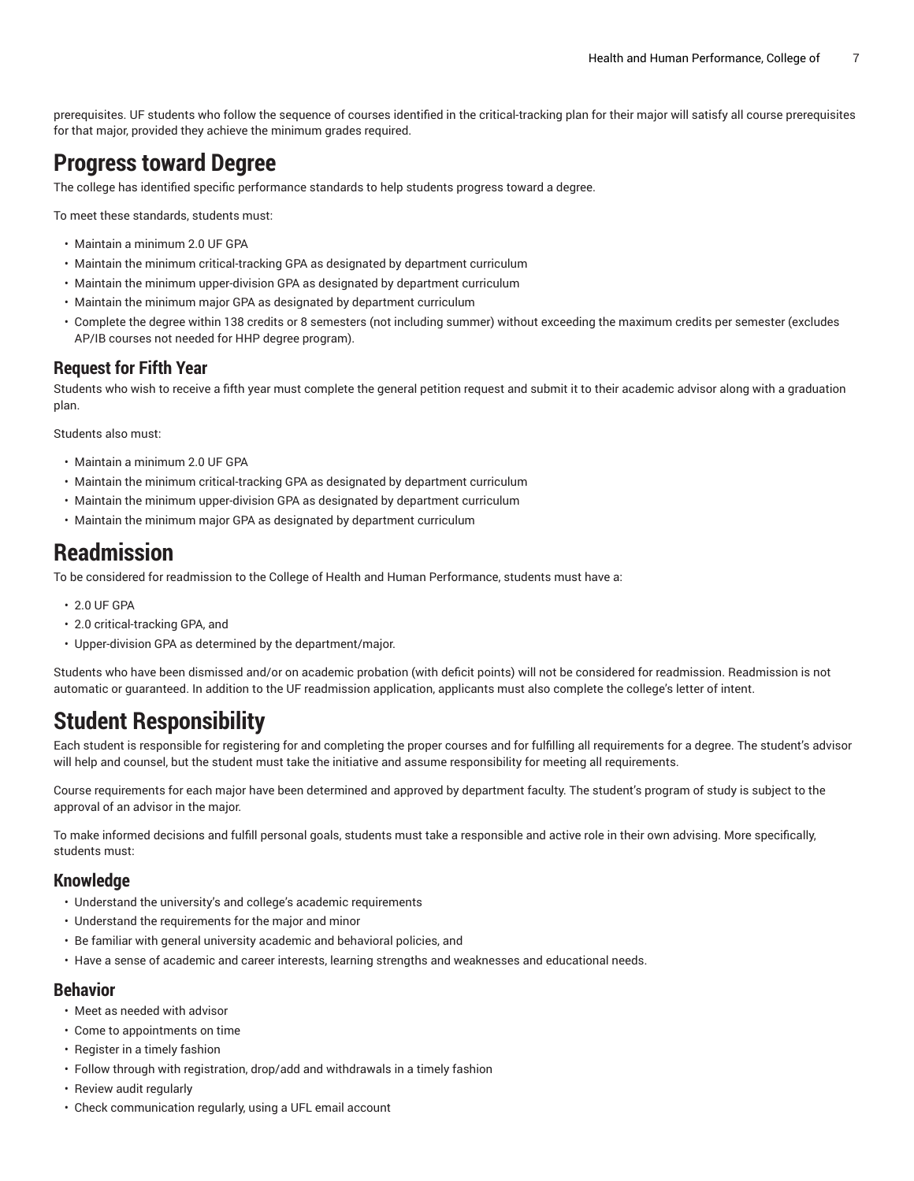prerequisites. UF students who follow the sequence of courses identified in the critical-tracking plan for their major will satisfy all course prerequisites for that major, provided they achieve the minimum grades required.

# Progress toward Degree

The college has identified specific performance standards to help students progress toward a degree.

To meet these standards, students must:

- Maintain a minimum 2.0 UF GPA
- Maintain the minimum critical-tracking GPA as designated by department curriculum
- Maintain the minimum upper-division GPA as designated by department curriculum
- Maintain the minimum major GPA as designated by department curriculum
- Complete the degree within 138 credits or 8 semesters (not including summer) without exceeding the maximum credits per semester (excludes AP/IB courses not needed for HHP degree program).

## Request for Fifth Year

Students who wish to receive a fifth year must complete the general petition request and submit it to their academic advisor along with a graduation plan.

Students also must:

- Maintain a minimum 2.0 UF GPA
- Maintain the minimum critical-tracking GPA as designated by department curriculum
- Maintain the minimum upper-division GPA as designated by department curriculum
- Maintain the minimum major GPA as designated by department curriculum

# Readmission

To be considered for readmission to the College of Health and Human Performance, students must have a:

- 2.0 UF GPA
- 2.0 critical-tracking GPA, and
- Upper-division GPA as determined by the department/major.

Students who have been dismissed and/or on academic probation (with deficit points) will not be considered for readmission. Readmission is not automatic or guaranteed. In addition to the UF readmission application, applicants must also complete the college's letter of intent.

# Student Responsibility

Each student is responsible for registering for and completing the proper courses and for fulfilling all requirements for a degree. The student's advisor will help and counsel, but the student must take the initiative and assume responsibility for meeting all requirements.

Course requirements for each major have been determined and approved by department faculty. The student's program of study is subject to the approval of an advisor in the major.

To make informed decisions and fulfill personal goals, students must take a responsible and active role in their own advising. More specifically, students must:

## Knowledge

- Understand the university's and college's academic requirements
- Understand the requirements for the major and minor
- Be familiar with general university academic and behavioral policies, and
- Have a sense of academic and career interests, learning strengths and weaknesses and educational needs.

## Behavior

- Meet as needed with advisor
- Come to appointments on time
- Register in a timely fashion
- Follow through with registration, drop/add and withdrawals in a timely fashion
- Review audit regularly
- Check communication regularly, using a UFL email account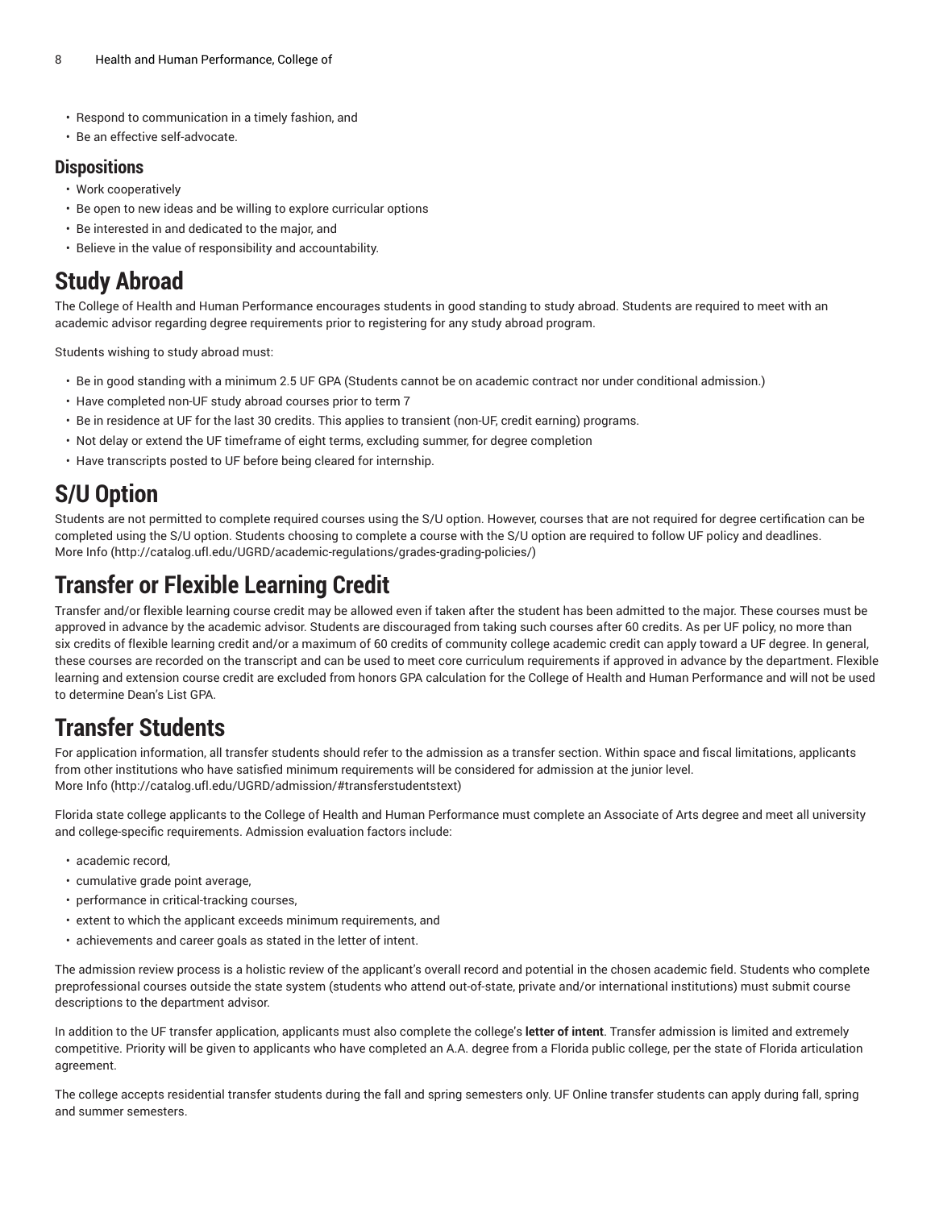- Respond to communication in a timely fashion, and
- Be an effective self-advocate.

### Dispositions

- Work cooperatively
- Be open to new ideas and be willing to explore curricular options
- Be interested in and dedicated to the major, and
- Believe in the value of responsibility and accountability.

## Study Abroad

The College of Health and Human Performance encourages students in good standing to study abroad. Students are required to meet with an academic advisor regarding degree requirements prior to registering for any study abroad program.

Students wishing to study abroad must:

- Be in good standing with a minimum 2.5 UF GPA (Students cannot be on academic contract nor under conditional admission.)
- Have completed non-UF study abroad courses prior to term 7
- Be in residence at UF for the last 30 credits. This applies to transient (non-UF, credit earning) programs.
- Not delay or extend the UF timeframe of eight terms, excluding summer, for degree completion
- Have transcripts posted to UF before being cleared for internship.

## S/U Option

Students are not permitted to complete required courses using the S/U option. However, courses that are not required for degree certification can be completed using the S/U option. Students choosing to complete a course with the S/U option are required to follow UF policy and deadlines.
More Info (http://catalog.ufl.edu/UGRD/academic-regulations/grades-grading-policies/)

## Transfer or Flexible Learning Credit

Transfer and/or flexible learning course credit may be allowed even if taken after the student has been admitted to the major. These courses must be approved in advance by the academic advisor. Students are discouraged from taking such courses after 60 credits. As per UF policy, no more than six credits of flexible learning credit and/or a maximum of 60 credits of community college academic credit can apply toward a UF degree. In general, these courses are recorded on the transcript and can be used to meet core curriculum requirements if approved in advance by the department. Flexible learning and extension course credit are excluded from honors GPA calculation for the College of Health and Human Performance and will not be used to determine Dean's List GPA.

## Transfer Students

For application information, all transfer students should refer to the admission as a transfer section. Within space and fiscal limitations, applicants from other institutions who have satisfied minimum requirements will be considered for admission at the junior level.
More Info (http://catalog.ufl.edu/UGRD/admission/#transferstudentstext)

Florida state college applicants to the College of Health and Human Performance must complete an Associate of Arts degree and meet all university and college-specific requirements. Admission evaluation factors include:

- academic record,
- cumulative grade point average,
- performance in critical-tracking courses,
- extent to which the applicant exceeds minimum requirements, and
- achievements and career goals as stated in the letter of intent.

The admission review process is a holistic review of the applicant's overall record and potential in the chosen academic field. Students who complete preprofessional courses outside the state system (students who attend out-of-state, private and/or international institutions) must submit course descriptions to the department advisor.

In addition to the UF transfer application, applicants must also complete the college's **letter of intent**. Transfer admission is limited and extremely competitive. Priority will be given to applicants who have completed an A.A. degree from a Florida public college, per the state of Florida articulation agreement.

The college accepts residential transfer students during the fall and spring semesters only. UF Online transfer students can apply during fall, spring and summer semesters.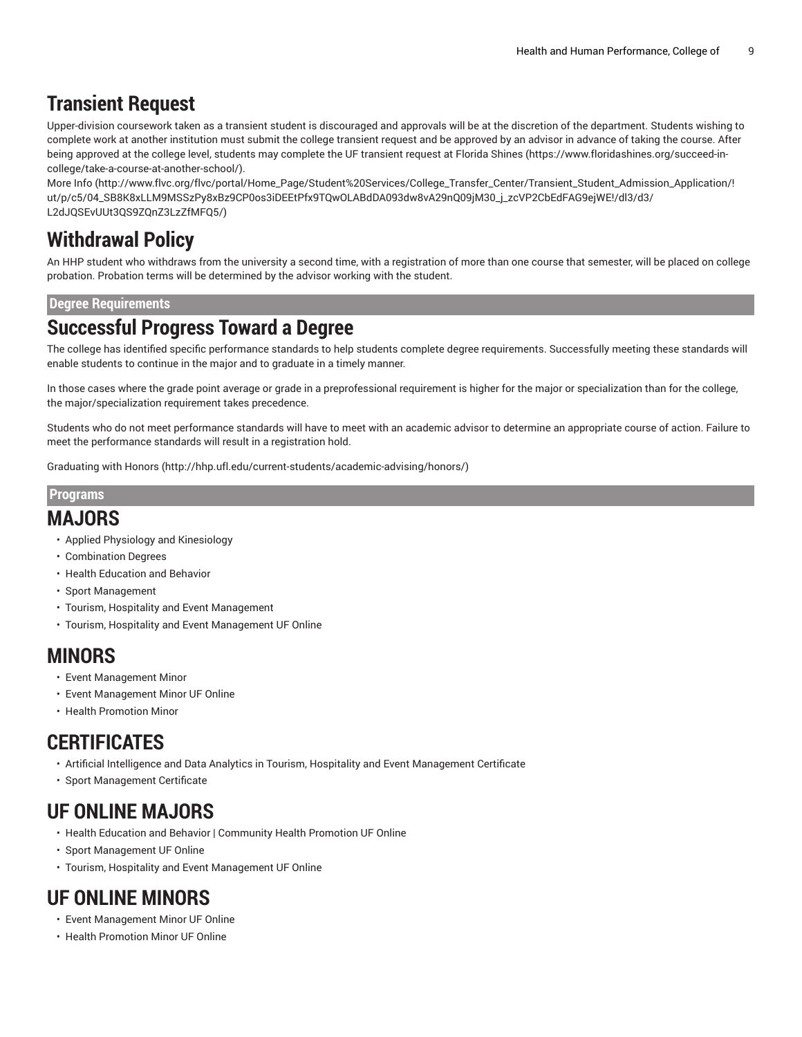# Transient Request

Upper-division coursework taken as a transient student is discouraged and approvals will be at the discretion of the department. Students wishing to complete work at another institution must submit the college transient request and be approved by an advisor in advance of taking the course. After being approved at the college level, students may complete the UF transient request at Florida Shines (https://www.floridashines.org/succeed-in-college/take-a-course-at-another-school/).

More Info (http://www.flvc.org/flvc/portal/Home_Page/Student%20Services/College_Transfer_Center/Transient_Student_Admission_Application/!ut/p/c5/04_SB8K8xLLM9MSSzPy8xBz9CP0os3iDEEtPfx9TQwOLABdDA093dw8vA29nQ09jM30_j_zcVP2CbEdFAG9ejWE!/dl3/d3/L2dJQSEvUUt3QS9ZQnZ3LzZfMFQ5/)

# Withdrawal Policy

An HHP student who withdraws from the university a second time, with a registration of more than one course that semester, will be placed on college probation. Probation terms will be determined by the advisor working with the student.

**Degree Requirements**

# Successful Progress Toward a Degree

The college has identified specific performance standards to help students complete degree requirements. Successfully meeting these standards will enable students to continue in the major and to graduate in a timely manner.

In those cases where the grade point average or grade in a preprofessional requirement is higher for the major or specialization than for the college, the major/specialization requirement takes precedence.

Students who do not meet performance standards will have to meet with an academic advisor to determine an appropriate course of action. Failure to meet the performance standards will result in a registration hold.

Graduating with Honors (http://hhp.ufl.edu/current-students/academic-advising/honors/)

**Programs**

# MAJORS

- Applied Physiology and Kinesiology
- Combination Degrees
- Health Education and Behavior
- Sport Management
- Tourism, Hospitality and Event Management
- Tourism, Hospitality and Event Management UF Online

# MINORS

- Event Management Minor
- Event Management Minor UF Online
- Health Promotion Minor

# CERTIFICATES

- Artificial Intelligence and Data Analytics in Tourism, Hospitality and Event Management Certificate
- Sport Management Certificate

# UF ONLINE MAJORS

- Health Education and Behavior | Community Health Promotion UF Online
- Sport Management UF Online
- Tourism, Hospitality and Event Management UF Online

# UF ONLINE MINORS

- Event Management Minor UF Online
- Health Promotion Minor UF Online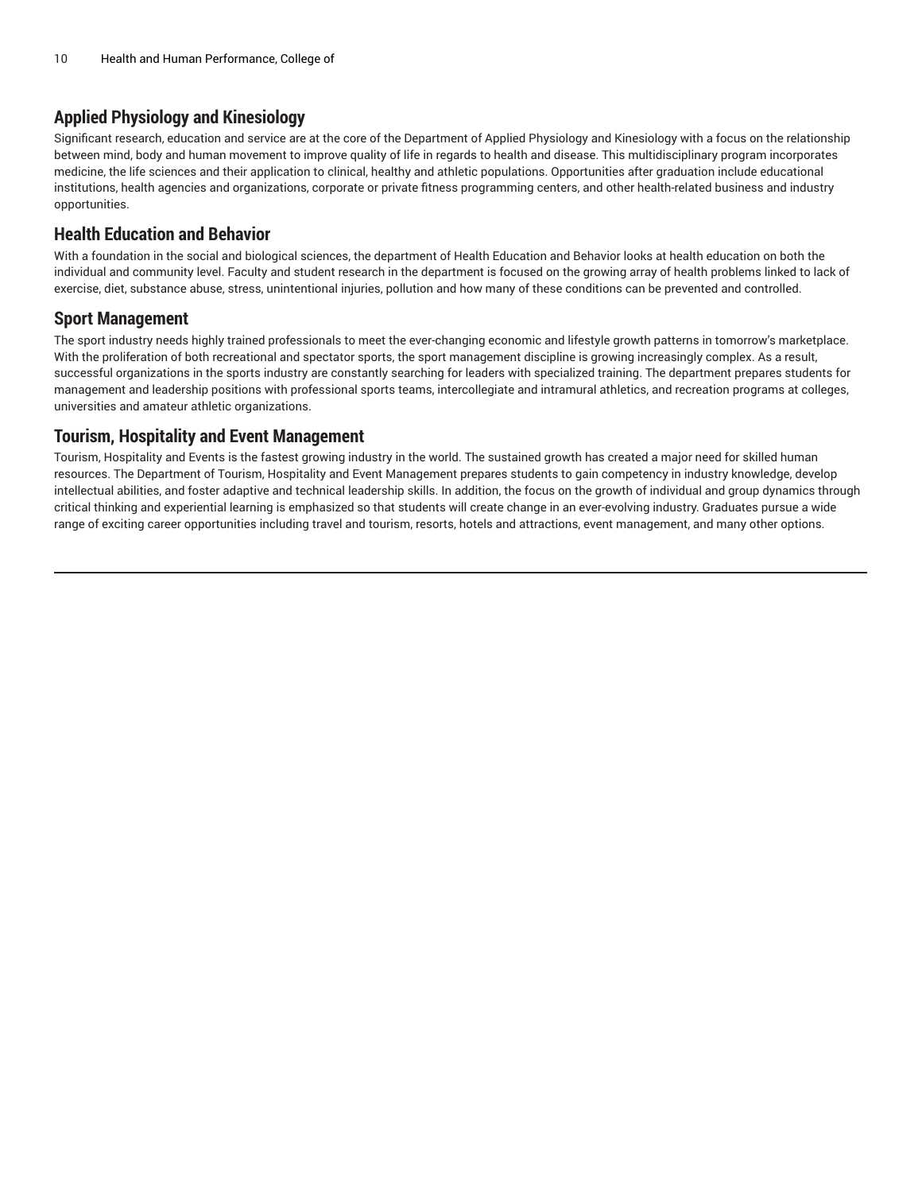## Applied Physiology and Kinesiology

Significant research, education and service are at the core of the Department of Applied Physiology and Kinesiology with a focus on the relationship between mind, body and human movement to improve quality of life in regards to health and disease. This multidisciplinary program incorporates medicine, the life sciences and their application to clinical, healthy and athletic populations. Opportunities after graduation include educational institutions, health agencies and organizations, corporate or private fitness programming centers, and other health-related business and industry opportunities.

## Health Education and Behavior

With a foundation in the social and biological sciences, the department of Health Education and Behavior looks at health education on both the individual and community level. Faculty and student research in the department is focused on the growing array of health problems linked to lack of exercise, diet, substance abuse, stress, unintentional injuries, pollution and how many of these conditions can be prevented and controlled.

## Sport Management

The sport industry needs highly trained professionals to meet the ever-changing economic and lifestyle growth patterns in tomorrow's marketplace. With the proliferation of both recreational and spectator sports, the sport management discipline is growing increasingly complex. As a result, successful organizations in the sports industry are constantly searching for leaders with specialized training. The department prepares students for management and leadership positions with professional sports teams, intercollegiate and intramural athletics, and recreation programs at colleges, universities and amateur athletic organizations.

## Tourism, Hospitality and Event Management

Tourism, Hospitality and Events is the fastest growing industry in the world. The sustained growth has created a major need for skilled human resources. The Department of Tourism, Hospitality and Event Management prepares students to gain competency in industry knowledge, develop intellectual abilities, and foster adaptive and technical leadership skills. In addition, the focus on the growth of individual and group dynamics through critical thinking and experiential learning is emphasized so that students will create change in an ever-evolving industry. Graduates pursue a wide range of exciting career opportunities including travel and tourism, resorts, hotels and attractions, event management, and many other options.